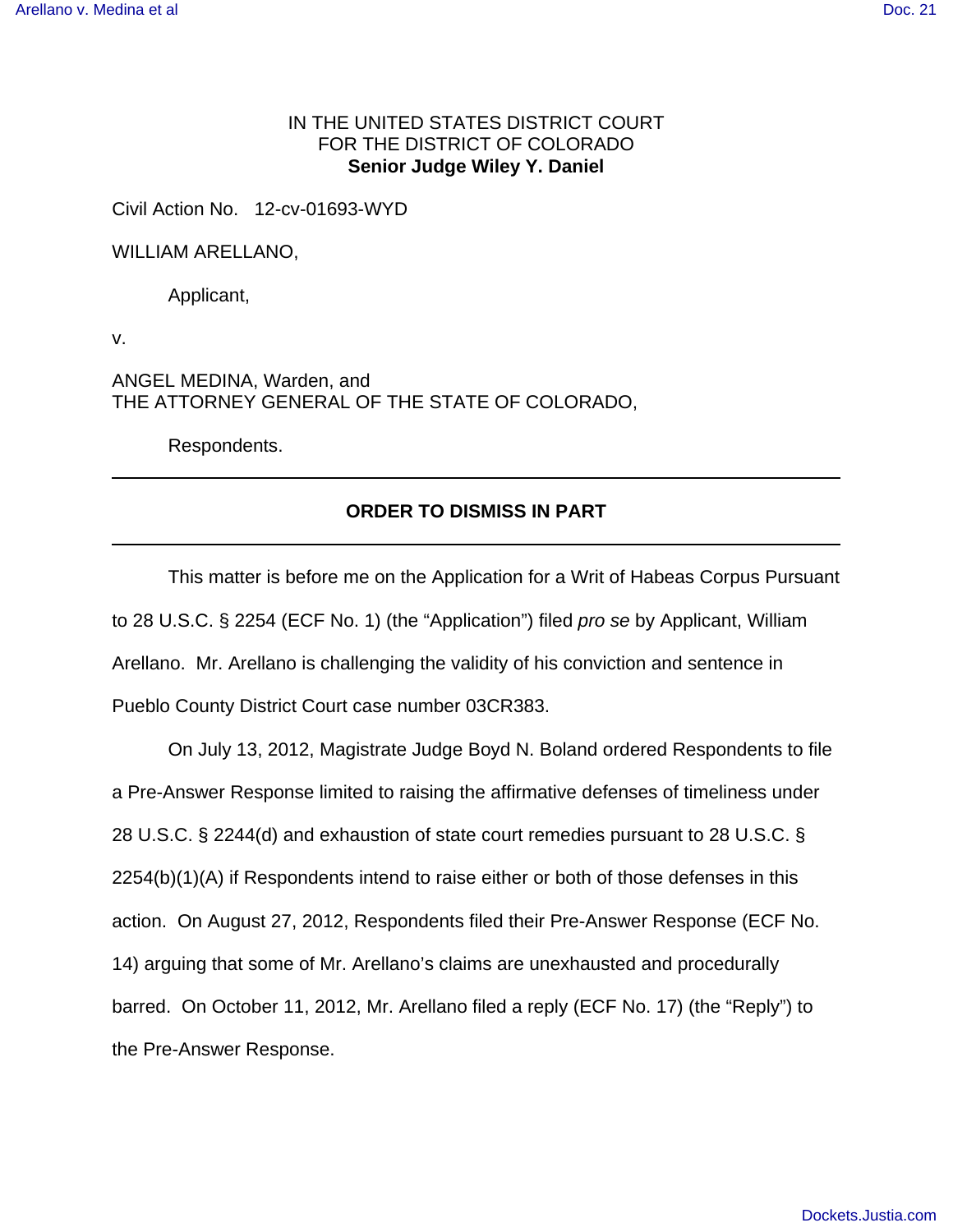IN THE UNITED STATES DISTRICT COURT
FOR THE DISTRICT OF COLORADO
**Senior Judge Wiley Y. Daniel**

Civil Action No. 12-cv-01693-WYD

WILLIAM ARELLANO,

Applicant,

v.

ANGEL MEDINA, Warden, and
THE ATTORNEY GENERAL OF THE STATE OF COLORADO,

Respondents.

---

**ORDER TO DISMISS IN PART**

---

This matter is before me on the Application for a Writ of Habeas Corpus Pursuant to 28 U.S.C. § 2254 (ECF No. 1) (the "Application") filed *pro se* by Applicant, William Arellano. Mr. Arellano is challenging the validity of his conviction and sentence in Pueblo County District Court case number 03CR383.

On July 13, 2012, Magistrate Judge Boyd N. Boland ordered Respondents to file a Pre-Answer Response limited to raising the affirmative defenses of timeliness under 28 U.S.C. § 2244(d) and exhaustion of state court remedies pursuant to 28 U.S.C. § 2254(b)(1)(A) if Respondents intend to raise either or both of those defenses in this action. On August 27, 2012, Respondents filed their Pre-Answer Response (ECF No. 14) arguing that some of Mr. Arellano's claims are unexhausted and procedurally barred. On October 11, 2012, Mr. Arellano filed a reply (ECF No. 17) (the "Reply") to the Pre-Answer Response.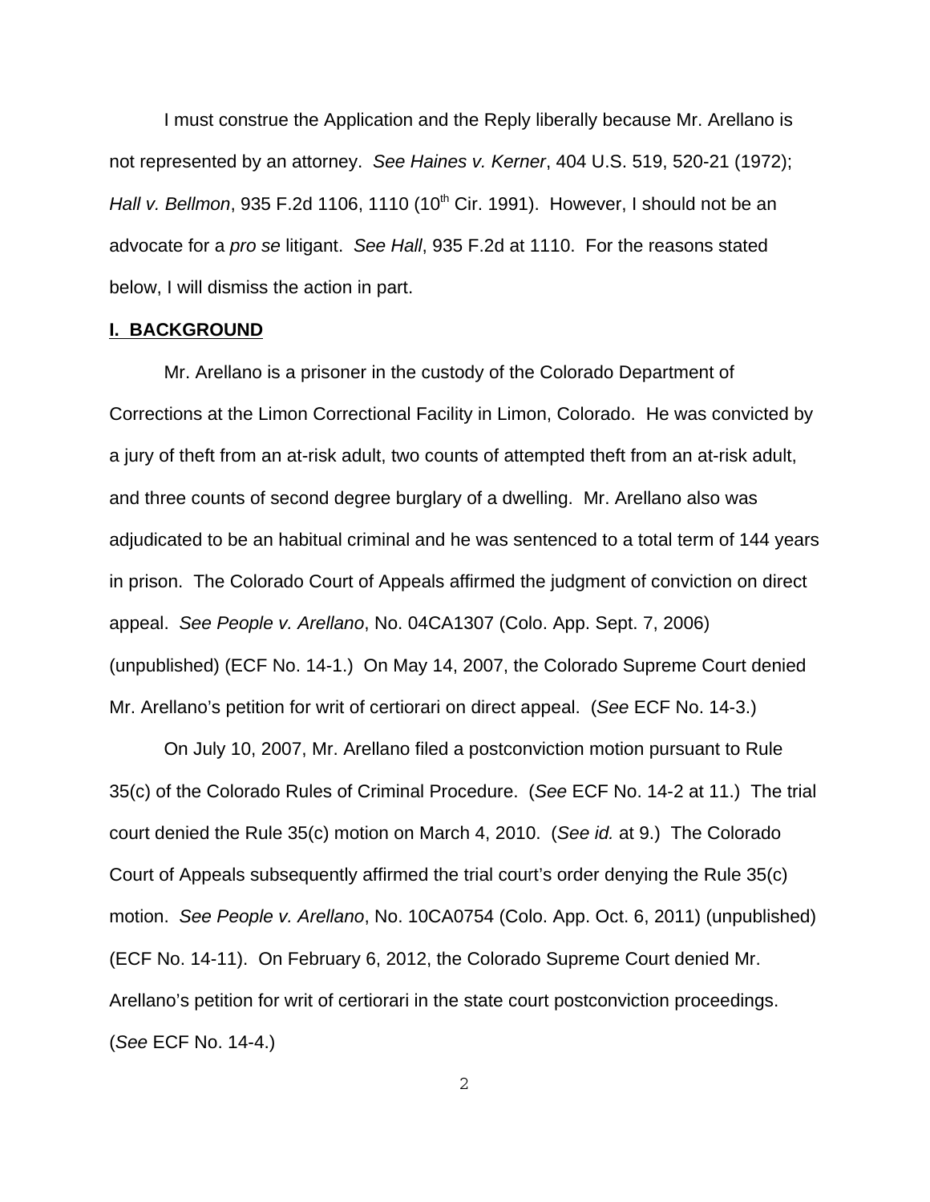I must construe the Application and the Reply liberally because Mr. Arellano is not represented by an attorney. *See Haines v. Kerner*, 404 U.S. 519, 520-21 (1972); *Hall v. Bellmon*, 935 F.2d 1106, 1110 (10th Cir. 1991). However, I should not be an advocate for a *pro se* litigant. *See Hall*, 935 F.2d at 1110. For the reasons stated below, I will dismiss the action in part.

## **I. BACKGROUND**

Mr. Arellano is a prisoner in the custody of the Colorado Department of Corrections at the Limon Correctional Facility in Limon, Colorado. He was convicted by a jury of theft from an at-risk adult, two counts of attempted theft from an at-risk adult, and three counts of second degree burglary of a dwelling. Mr. Arellano also was adjudicated to be an habitual criminal and he was sentenced to a total term of 144 years in prison. The Colorado Court of Appeals affirmed the judgment of conviction on direct appeal. *See People v. Arellano*, No. 04CA1307 (Colo. App. Sept. 7, 2006) (unpublished) (ECF No. 14-1.) On May 14, 2007, the Colorado Supreme Court denied Mr. Arellano's petition for writ of certiorari on direct appeal. (*See* ECF No. 14-3.)

On July 10, 2007, Mr. Arellano filed a postconviction motion pursuant to Rule 35(c) of the Colorado Rules of Criminal Procedure. (*See* ECF No. 14-2 at 11.) The trial court denied the Rule 35(c) motion on March 4, 2010. (*See id.* at 9.) The Colorado Court of Appeals subsequently affirmed the trial court's order denying the Rule 35(c) motion. *See People v. Arellano*, No. 10CA0754 (Colo. App. Oct. 6, 2011) (unpublished) (ECF No. 14-11). On February 6, 2012, the Colorado Supreme Court denied Mr. Arellano's petition for writ of certiorari in the state court postconviction proceedings. (*See* ECF No. 14-4.)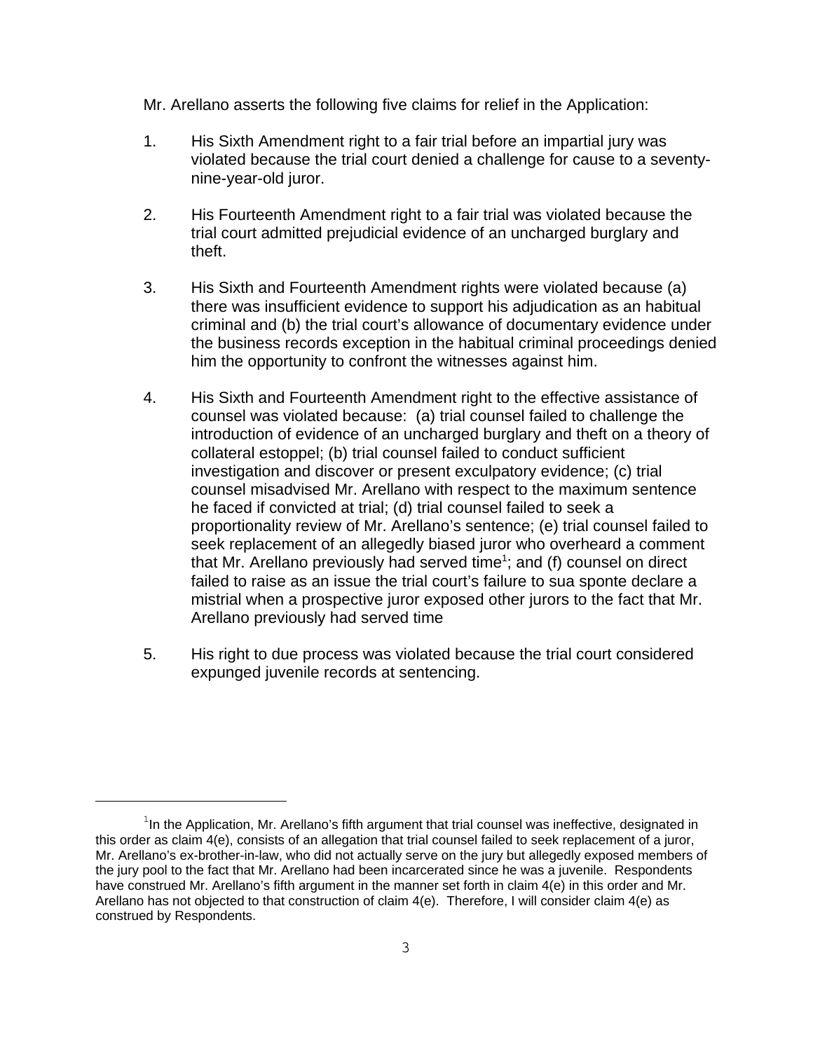Mr. Arellano asserts the following five claims for relief in the Application:

1. His Sixth Amendment right to a fair trial before an impartial jury was violated because the trial court denied a challenge for cause to a seventy-nine-year-old juror.

2. His Fourteenth Amendment right to a fair trial was violated because the trial court admitted prejudicial evidence of an uncharged burglary and theft.

3. His Sixth and Fourteenth Amendment rights were violated because (a) there was insufficient evidence to support his adjudication as an habitual criminal and (b) the trial court's allowance of documentary evidence under the business records exception in the habitual criminal proceedings denied him the opportunity to confront the witnesses against him.

4. His Sixth and Fourteenth Amendment right to the effective assistance of counsel was violated because: (a) trial counsel failed to challenge the introduction of evidence of an uncharged burglary and theft on a theory of collateral estoppel; (b) trial counsel failed to conduct sufficient investigation and discover or present exculpatory evidence; (c) trial counsel misadvised Mr. Arellano with respect to the maximum sentence he faced if convicted at trial; (d) trial counsel failed to seek a proportionality review of Mr. Arellano's sentence; (e) trial counsel failed to seek replacement of an allegedly biased juror who overheard a comment that Mr. Arellano previously had served time[1]; and (f) counsel on direct failed to raise as an issue the trial court's failure to sua sponte declare a mistrial when a prospective juror exposed other jurors to the fact that Mr. Arellano previously had served time

5. His right to due process was violated because the trial court considered expunged juvenile records at sentencing.

---

[1] In the Application, Mr. Arellano's fifth argument that trial counsel was ineffective, designated in this order as claim 4(e), consists of an allegation that trial counsel failed to seek replacement of a juror, Mr. Arellano's ex-brother-in-law, who did not actually serve on the jury but allegedly exposed members of the jury pool to the fact that Mr. Arellano had been incarcerated since he was a juvenile. Respondents have construed Mr. Arellano's fifth argument in the manner set forth in claim 4(e) in this order and Mr. Arellano has not objected to that construction of claim 4(e). Therefore, I will consider claim 4(e) as construed by Respondents.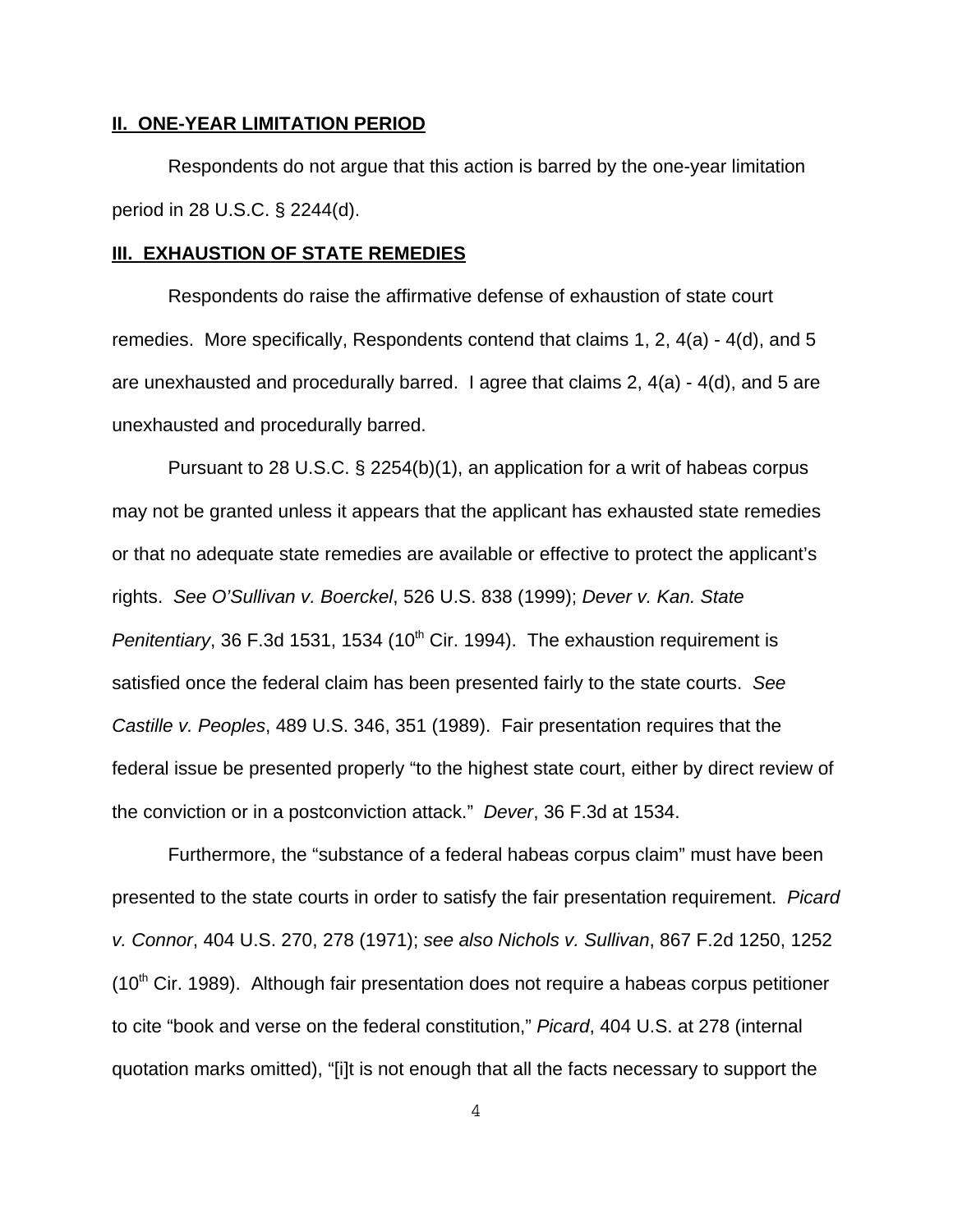## **II. ONE-YEAR LIMITATION PERIOD**

Respondents do not argue that this action is barred by the one-year limitation period in 28 U.S.C. § 2244(d).

## **III. EXHAUSTION OF STATE REMEDIES**

Respondents do raise the affirmative defense of exhaustion of state court remedies. More specifically, Respondents contend that claims 1, 2, 4(a) - 4(d), and 5 are unexhausted and procedurally barred. I agree that claims 2, 4(a) - 4(d), and 5 are unexhausted and procedurally barred.

Pursuant to 28 U.S.C. § 2254(b)(1), an application for a writ of habeas corpus may not be granted unless it appears that the applicant has exhausted state remedies or that no adequate state remedies are available or effective to protect the applicant's rights. *See O'Sullivan v. Boerckel*, 526 U.S. 838 (1999); *Dever v. Kan. State Penitentiary*, 36 F.3d 1531, 1534 (10th Cir. 1994). The exhaustion requirement is satisfied once the federal claim has been presented fairly to the state courts. *See Castille v. Peoples*, 489 U.S. 346, 351 (1989). Fair presentation requires that the federal issue be presented properly "to the highest state court, either by direct review of the conviction or in a postconviction attack." *Dever*, 36 F.3d at 1534.

Furthermore, the "substance of a federal habeas corpus claim" must have been presented to the state courts in order to satisfy the fair presentation requirement. *Picard v. Connor*, 404 U.S. 270, 278 (1971); *see also Nichols v. Sullivan*, 867 F.2d 1250, 1252 (10th Cir. 1989). Although fair presentation does not require a habeas corpus petitioner to cite "book and verse on the federal constitution," *Picard*, 404 U.S. at 278 (internal quotation marks omitted), "[i]t is not enough that all the facts necessary to support the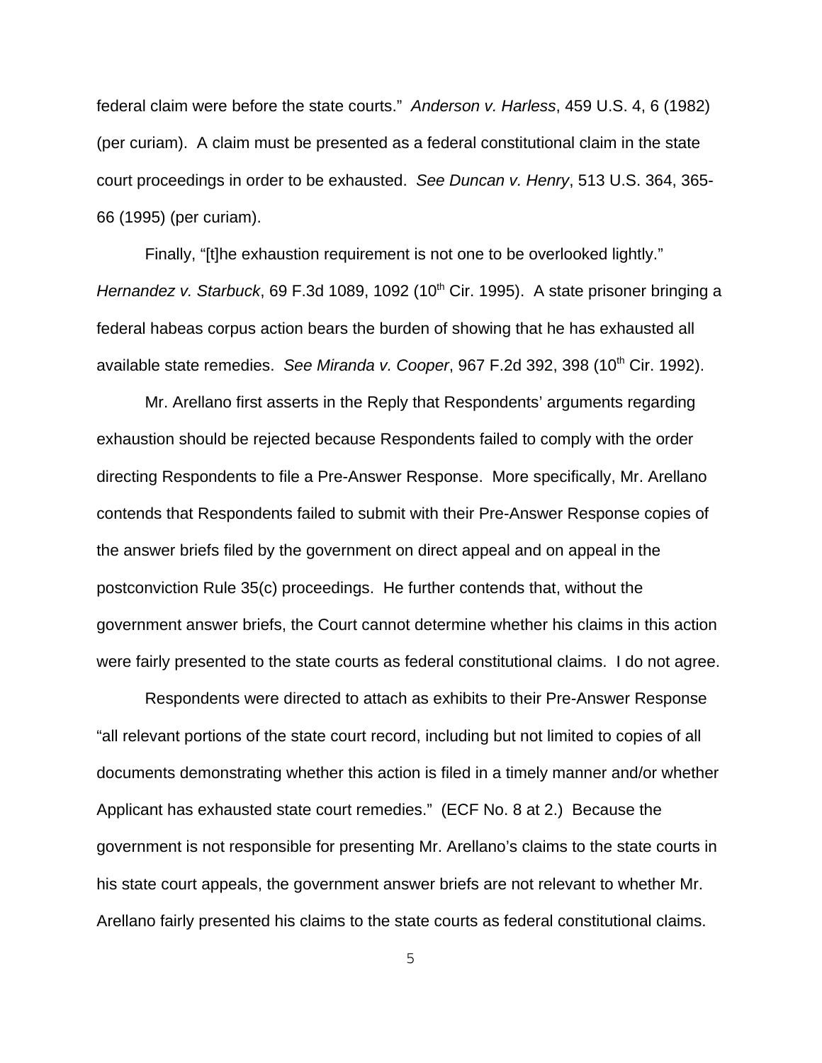federal claim were before the state courts." *Anderson v. Harless*, 459 U.S. 4, 6 (1982) (per curiam). A claim must be presented as a federal constitutional claim in the state court proceedings in order to be exhausted. *See Duncan v. Henry*, 513 U.S. 364, 365-66 (1995) (per curiam).

Finally, "[t]he exhaustion requirement is not one to be overlooked lightly." *Hernandez v. Starbuck*, 69 F.3d 1089, 1092 (10th Cir. 1995). A state prisoner bringing a federal habeas corpus action bears the burden of showing that he has exhausted all available state remedies. *See Miranda v. Cooper*, 967 F.2d 392, 398 (10th Cir. 1992).

Mr. Arellano first asserts in the Reply that Respondents' arguments regarding exhaustion should be rejected because Respondents failed to comply with the order directing Respondents to file a Pre-Answer Response. More specifically, Mr. Arellano contends that Respondents failed to submit with their Pre-Answer Response copies of the answer briefs filed by the government on direct appeal and on appeal in the postconviction Rule 35(c) proceedings. He further contends that, without the government answer briefs, the Court cannot determine whether his claims in this action were fairly presented to the state courts as federal constitutional claims. I do not agree.

Respondents were directed to attach as exhibits to their Pre-Answer Response "all relevant portions of the state court record, including but not limited to copies of all documents demonstrating whether this action is filed in a timely manner and/or whether Applicant has exhausted state court remedies." (ECF No. 8 at 2.) Because the government is not responsible for presenting Mr. Arellano's claims to the state courts in his state court appeals, the government answer briefs are not relevant to whether Mr. Arellano fairly presented his claims to the state courts as federal constitutional claims.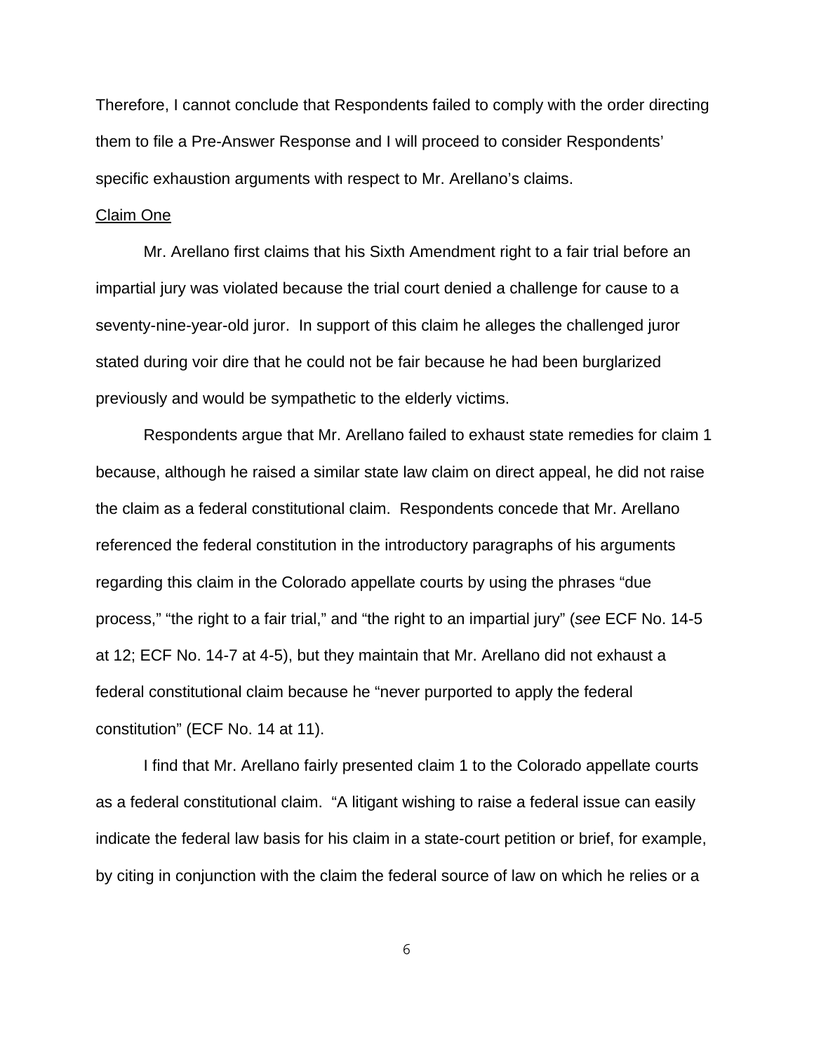Therefore, I cannot conclude that Respondents failed to comply with the order directing them to file a Pre-Answer Response and I will proceed to consider Respondents' specific exhaustion arguments with respect to Mr. Arellano's claims.

Claim One

Mr. Arellano first claims that his Sixth Amendment right to a fair trial before an impartial jury was violated because the trial court denied a challenge for cause to a seventy-nine-year-old juror. In support of this claim he alleges the challenged juror stated during voir dire that he could not be fair because he had been burglarized previously and would be sympathetic to the elderly victims.

Respondents argue that Mr. Arellano failed to exhaust state remedies for claim 1 because, although he raised a similar state law claim on direct appeal, he did not raise the claim as a federal constitutional claim. Respondents concede that Mr. Arellano referenced the federal constitution in the introductory paragraphs of his arguments regarding this claim in the Colorado appellate courts by using the phrases "due process," "the right to a fair trial," and "the right to an impartial jury" (*see* ECF No. 14-5 at 12; ECF No. 14-7 at 4-5), but they maintain that Mr. Arellano did not exhaust a federal constitutional claim because he "never purported to apply the federal constitution" (ECF No. 14 at 11).

I find that Mr. Arellano fairly presented claim 1 to the Colorado appellate courts as a federal constitutional claim. "A litigant wishing to raise a federal issue can easily indicate the federal law basis for his claim in a state-court petition or brief, for example, by citing in conjunction with the claim the federal source of law on which he relies or a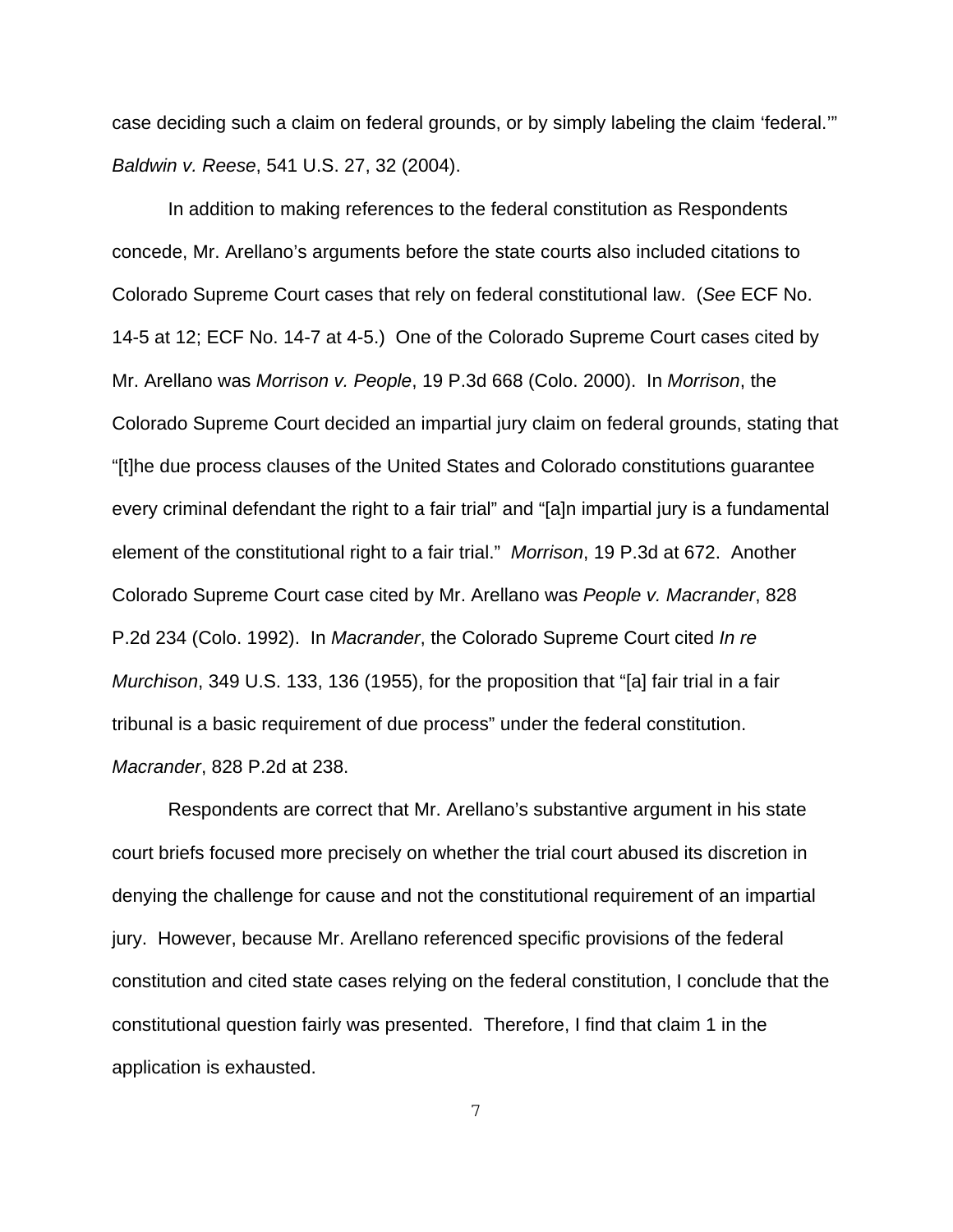case deciding such a claim on federal grounds, or by simply labeling the claim 'federal.'" *Baldwin v. Reese*, 541 U.S. 27, 32 (2004).

In addition to making references to the federal constitution as Respondents concede, Mr. Arellano's arguments before the state courts also included citations to Colorado Supreme Court cases that rely on federal constitutional law. (*See* ECF No. 14-5 at 12; ECF No. 14-7 at 4-5.) One of the Colorado Supreme Court cases cited by Mr. Arellano was *Morrison v. People*, 19 P.3d 668 (Colo. 2000). In *Morrison*, the Colorado Supreme Court decided an impartial jury claim on federal grounds, stating that "[t]he due process clauses of the United States and Colorado constitutions guarantee every criminal defendant the right to a fair trial" and "[a]n impartial jury is a fundamental element of the constitutional right to a fair trial." *Morrison*, 19 P.3d at 672. Another Colorado Supreme Court case cited by Mr. Arellano was *People v. Macrander*, 828 P.2d 234 (Colo. 1992). In *Macrander*, the Colorado Supreme Court cited *In re Murchison*, 349 U.S. 133, 136 (1955), for the proposition that "[a] fair trial in a fair tribunal is a basic requirement of due process" under the federal constitution. *Macrander*, 828 P.2d at 238.

Respondents are correct that Mr. Arellano's substantive argument in his state court briefs focused more precisely on whether the trial court abused its discretion in denying the challenge for cause and not the constitutional requirement of an impartial jury. However, because Mr. Arellano referenced specific provisions of the federal constitution and cited state cases relying on the federal constitution, I conclude that the constitutional question fairly was presented. Therefore, I find that claim 1 in the application is exhausted.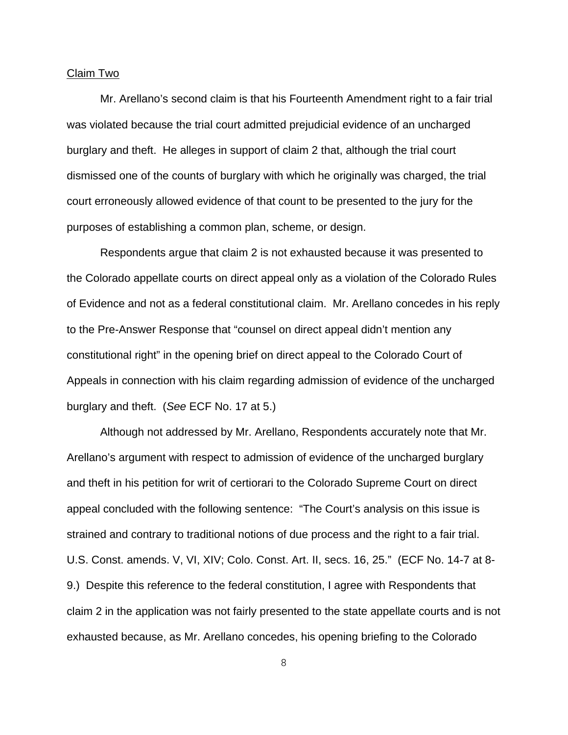Claim Two

Mr. Arellano's second claim is that his Fourteenth Amendment right to a fair trial was violated because the trial court admitted prejudicial evidence of an uncharged burglary and theft. He alleges in support of claim 2 that, although the trial court dismissed one of the counts of burglary with which he originally was charged, the trial court erroneously allowed evidence of that count to be presented to the jury for the purposes of establishing a common plan, scheme, or design.

Respondents argue that claim 2 is not exhausted because it was presented to the Colorado appellate courts on direct appeal only as a violation of the Colorado Rules of Evidence and not as a federal constitutional claim. Mr. Arellano concedes in his reply to the Pre-Answer Response that "counsel on direct appeal didn't mention any constitutional right" in the opening brief on direct appeal to the Colorado Court of Appeals in connection with his claim regarding admission of evidence of the uncharged burglary and theft. (*See* ECF No. 17 at 5.)

Although not addressed by Mr. Arellano, Respondents accurately note that Mr. Arellano's argument with respect to admission of evidence of the uncharged burglary and theft in his petition for writ of certiorari to the Colorado Supreme Court on direct appeal concluded with the following sentence: "The Court's analysis on this issue is strained and contrary to traditional notions of due process and the right to a fair trial. U.S. Const. amends. V, VI, XIV; Colo. Const. Art. II, secs. 16, 25." (ECF No. 14-7 at 8-9.) Despite this reference to the federal constitution, I agree with Respondents that claim 2 in the application was not fairly presented to the state appellate courts and is not exhausted because, as Mr. Arellano concedes, his opening briefing to the Colorado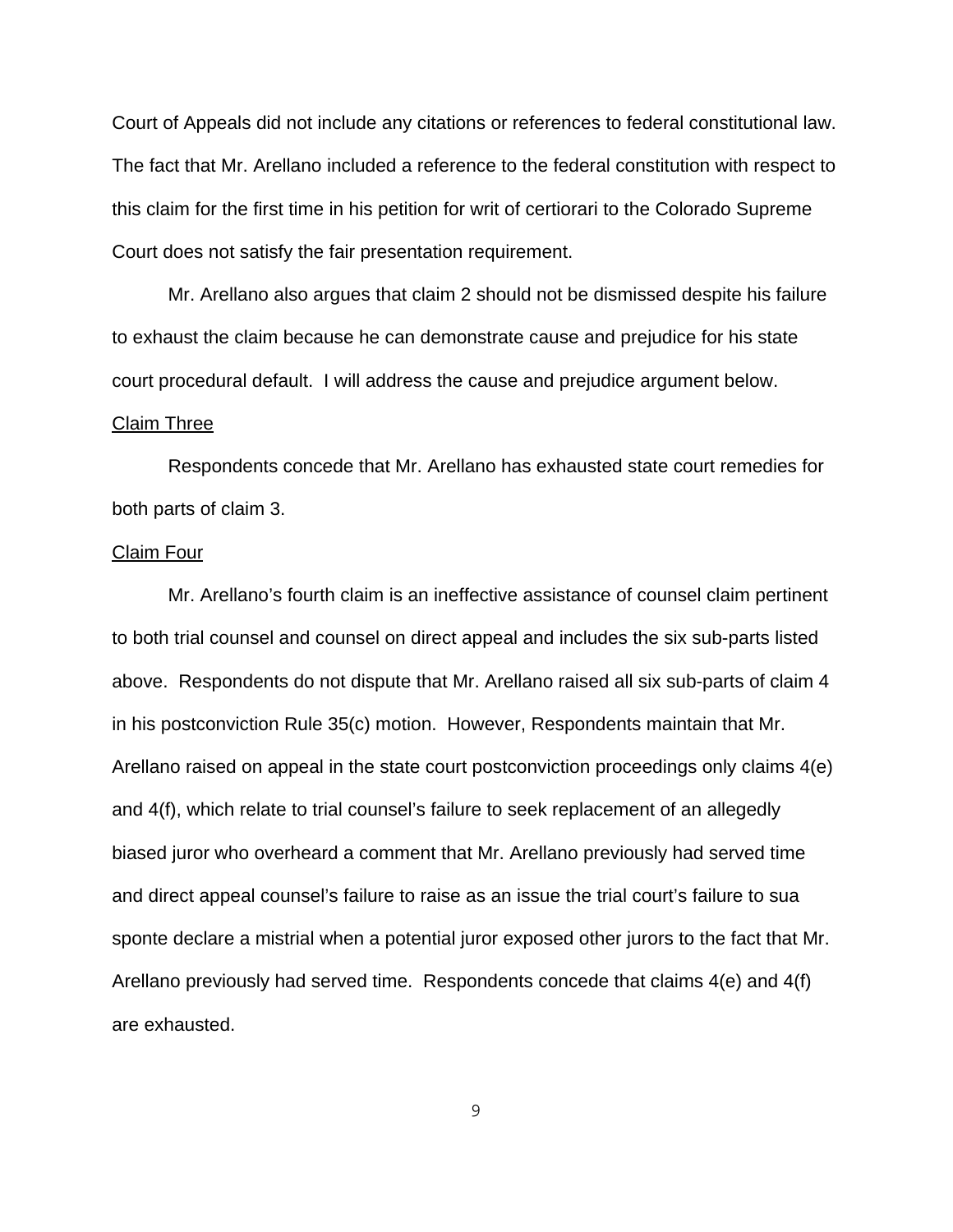Court of Appeals did not include any citations or references to federal constitutional law. The fact that Mr. Arellano included a reference to the federal constitution with respect to this claim for the first time in his petition for writ of certiorari to the Colorado Supreme Court does not satisfy the fair presentation requirement.

Mr. Arellano also argues that claim 2 should not be dismissed despite his failure to exhaust the claim because he can demonstrate cause and prejudice for his state court procedural default. I will address the cause and prejudice argument below.

Claim Three

Respondents concede that Mr. Arellano has exhausted state court remedies for both parts of claim 3.

Claim Four

Mr. Arellano's fourth claim is an ineffective assistance of counsel claim pertinent to both trial counsel and counsel on direct appeal and includes the six sub-parts listed above. Respondents do not dispute that Mr. Arellano raised all six sub-parts of claim 4 in his postconviction Rule 35(c) motion. However, Respondents maintain that Mr. Arellano raised on appeal in the state court postconviction proceedings only claims 4(e) and 4(f), which relate to trial counsel's failure to seek replacement of an allegedly biased juror who overheard a comment that Mr. Arellano previously had served time and direct appeal counsel's failure to raise as an issue the trial court's failure to sua sponte declare a mistrial when a potential juror exposed other jurors to the fact that Mr. Arellano previously had served time. Respondents concede that claims 4(e) and 4(f) are exhausted.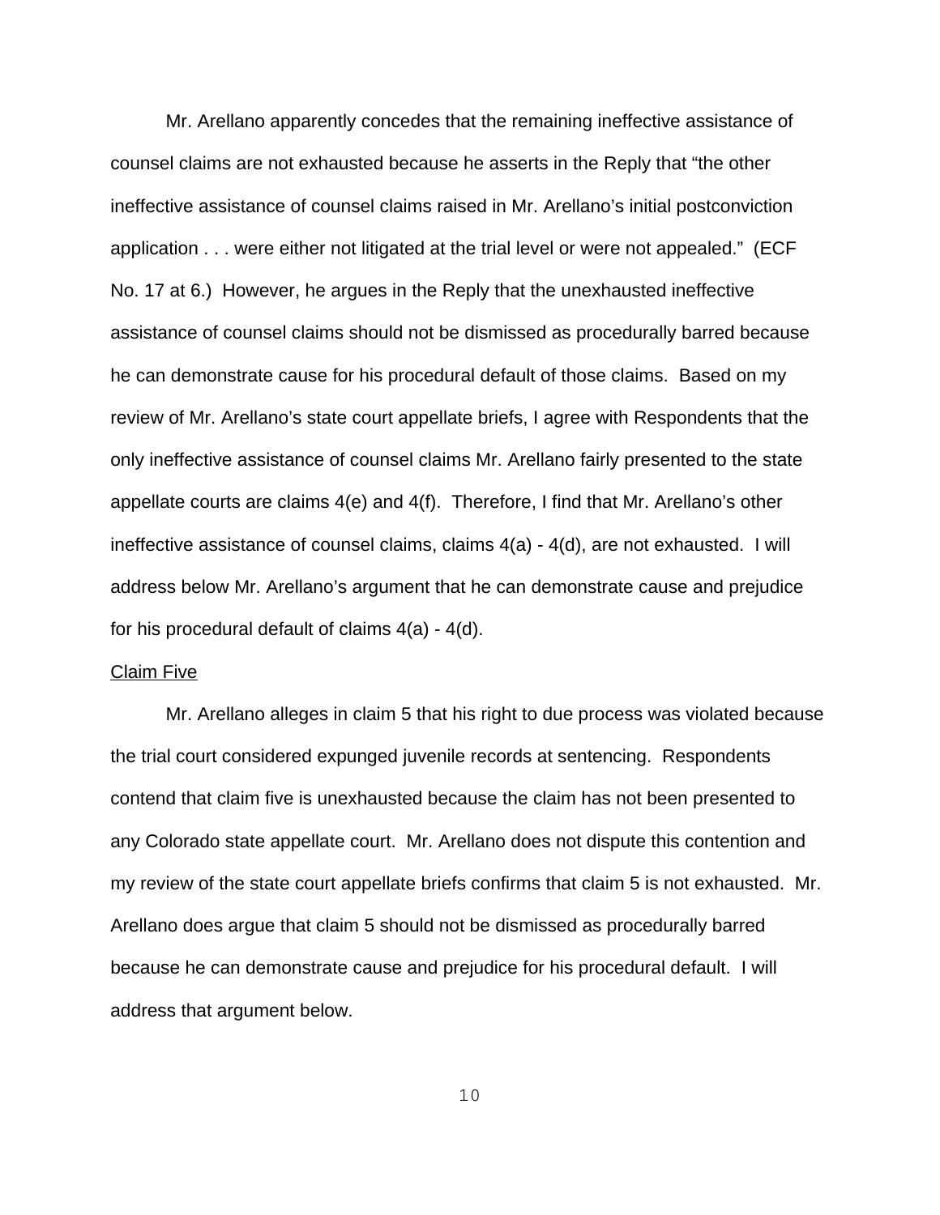Mr. Arellano apparently concedes that the remaining ineffective assistance of counsel claims are not exhausted because he asserts in the Reply that "the other ineffective assistance of counsel claims raised in Mr. Arellano's initial postconviction application . . . were either not litigated at the trial level or were not appealed." (ECF No. 17 at 6.) However, he argues in the Reply that the unexhausted ineffective assistance of counsel claims should not be dismissed as procedurally barred because he can demonstrate cause for his procedural default of those claims. Based on my review of Mr. Arellano's state court appellate briefs, I agree with Respondents that the only ineffective assistance of counsel claims Mr. Arellano fairly presented to the state appellate courts are claims 4(e) and 4(f). Therefore, I find that Mr. Arellano's other ineffective assistance of counsel claims, claims 4(a) - 4(d), are not exhausted. I will address below Mr. Arellano's argument that he can demonstrate cause and prejudice for his procedural default of claims 4(a) - 4(d).

<u>Claim Five</u>

Mr. Arellano alleges in claim 5 that his right to due process was violated because the trial court considered expunged juvenile records at sentencing. Respondents contend that claim five is unexhausted because the claim has not been presented to any Colorado state appellate court. Mr. Arellano does not dispute this contention and my review of the state court appellate briefs confirms that claim 5 is not exhausted. Mr. Arellano does argue that claim 5 should not be dismissed as procedurally barred because he can demonstrate cause and prejudice for his procedural default. I will address that argument below.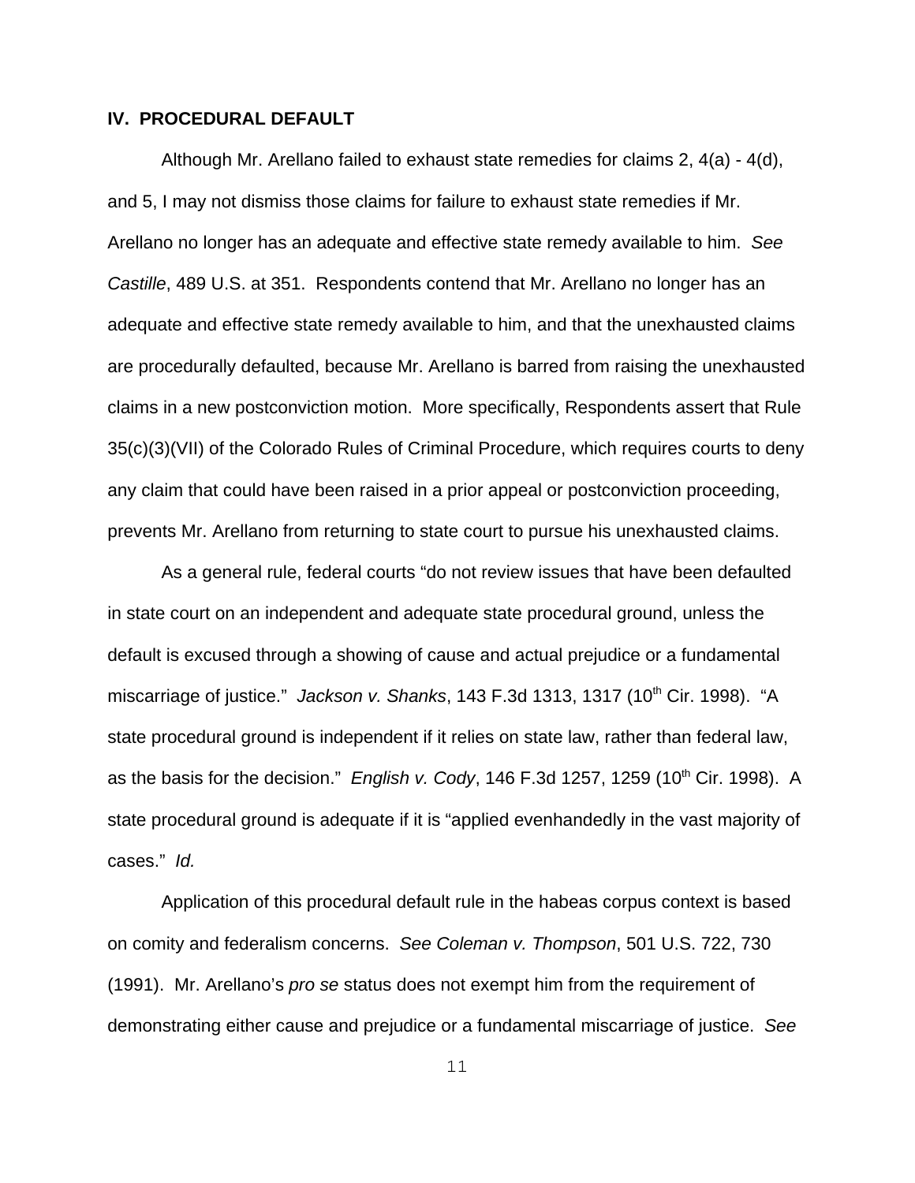**IV. PROCEDURAL DEFAULT**

Although Mr. Arellano failed to exhaust state remedies for claims 2, 4(a) - 4(d), and 5, I may not dismiss those claims for failure to exhaust state remedies if Mr. Arellano no longer has an adequate and effective state remedy available to him. *See Castille*, 489 U.S. at 351. Respondents contend that Mr. Arellano no longer has an adequate and effective state remedy available to him, and that the unexhausted claims are procedurally defaulted, because Mr. Arellano is barred from raising the unexhausted claims in a new postconviction motion. More specifically, Respondents assert that Rule 35(c)(3)(VII) of the Colorado Rules of Criminal Procedure, which requires courts to deny any claim that could have been raised in a prior appeal or postconviction proceeding, prevents Mr. Arellano from returning to state court to pursue his unexhausted claims.

As a general rule, federal courts "do not review issues that have been defaulted in state court on an independent and adequate state procedural ground, unless the default is excused through a showing of cause and actual prejudice or a fundamental miscarriage of justice." *Jackson v. Shanks*, 143 F.3d 1313, 1317 (10th Cir. 1998). "A state procedural ground is independent if it relies on state law, rather than federal law, as the basis for the decision." *English v. Cody*, 146 F.3d 1257, 1259 (10th Cir. 1998). A state procedural ground is adequate if it is "applied evenhandedly in the vast majority of cases." *Id.*

Application of this procedural default rule in the habeas corpus context is based on comity and federalism concerns. *See Coleman v. Thompson*, 501 U.S. 722, 730 (1991). Mr. Arellano's *pro se* status does not exempt him from the requirement of demonstrating either cause and prejudice or a fundamental miscarriage of justice. *See*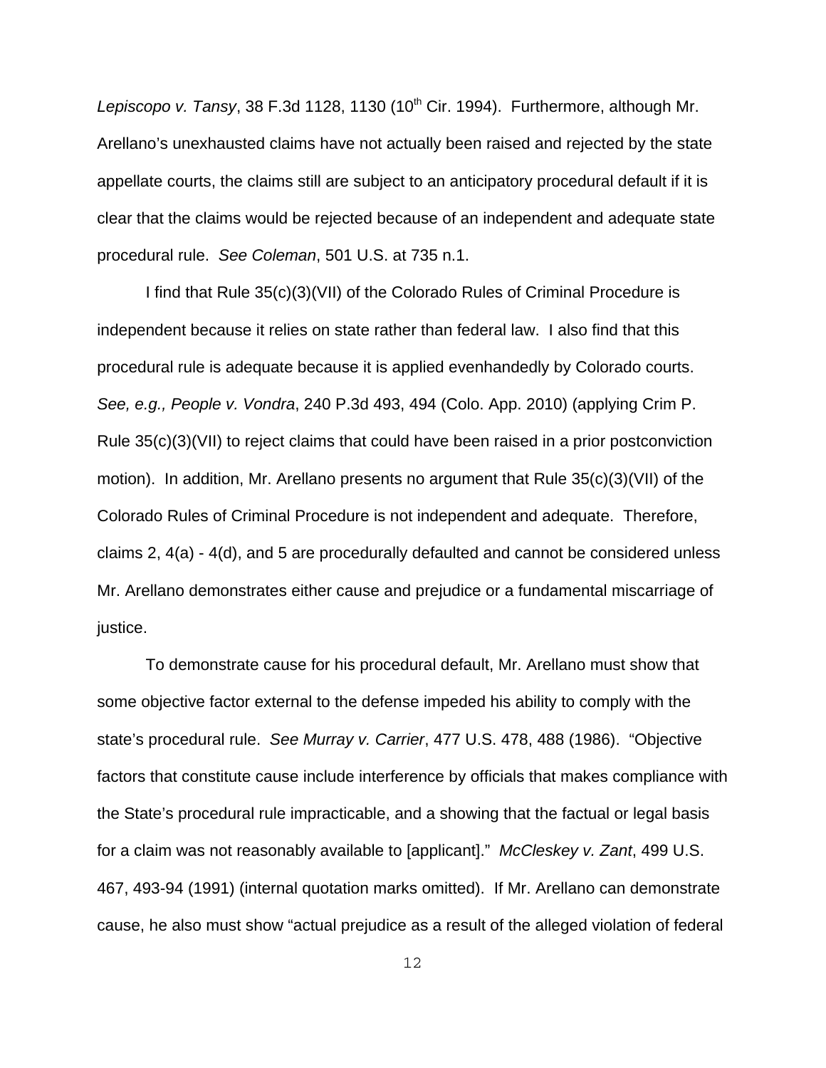*Lepiscopo v. Tansy*, 38 F.3d 1128, 1130 (10th Cir. 1994). Furthermore, although Mr. Arellano's unexhausted claims have not actually been raised and rejected by the state appellate courts, the claims still are subject to an anticipatory procedural default if it is clear that the claims would be rejected because of an independent and adequate state procedural rule. *See Coleman*, 501 U.S. at 735 n.1.

I find that Rule 35(c)(3)(VII) of the Colorado Rules of Criminal Procedure is independent because it relies on state rather than federal law. I also find that this procedural rule is adequate because it is applied evenhandedly by Colorado courts. *See, e.g., People v. Vondra*, 240 P.3d 493, 494 (Colo. App. 2010) (applying Crim P. Rule 35(c)(3)(VII) to reject claims that could have been raised in a prior postconviction motion). In addition, Mr. Arellano presents no argument that Rule 35(c)(3)(VII) of the Colorado Rules of Criminal Procedure is not independent and adequate. Therefore, claims 2, 4(a) - 4(d), and 5 are procedurally defaulted and cannot be considered unless Mr. Arellano demonstrates either cause and prejudice or a fundamental miscarriage of justice.

To demonstrate cause for his procedural default, Mr. Arellano must show that some objective factor external to the defense impeded his ability to comply with the state's procedural rule. *See Murray v. Carrier*, 477 U.S. 478, 488 (1986). "Objective factors that constitute cause include interference by officials that makes compliance with the State's procedural rule impracticable, and a showing that the factual or legal basis for a claim was not reasonably available to [applicant]." *McCleskey v. Zant*, 499 U.S. 467, 493-94 (1991) (internal quotation marks omitted). If Mr. Arellano can demonstrate cause, he also must show "actual prejudice as a result of the alleged violation of federal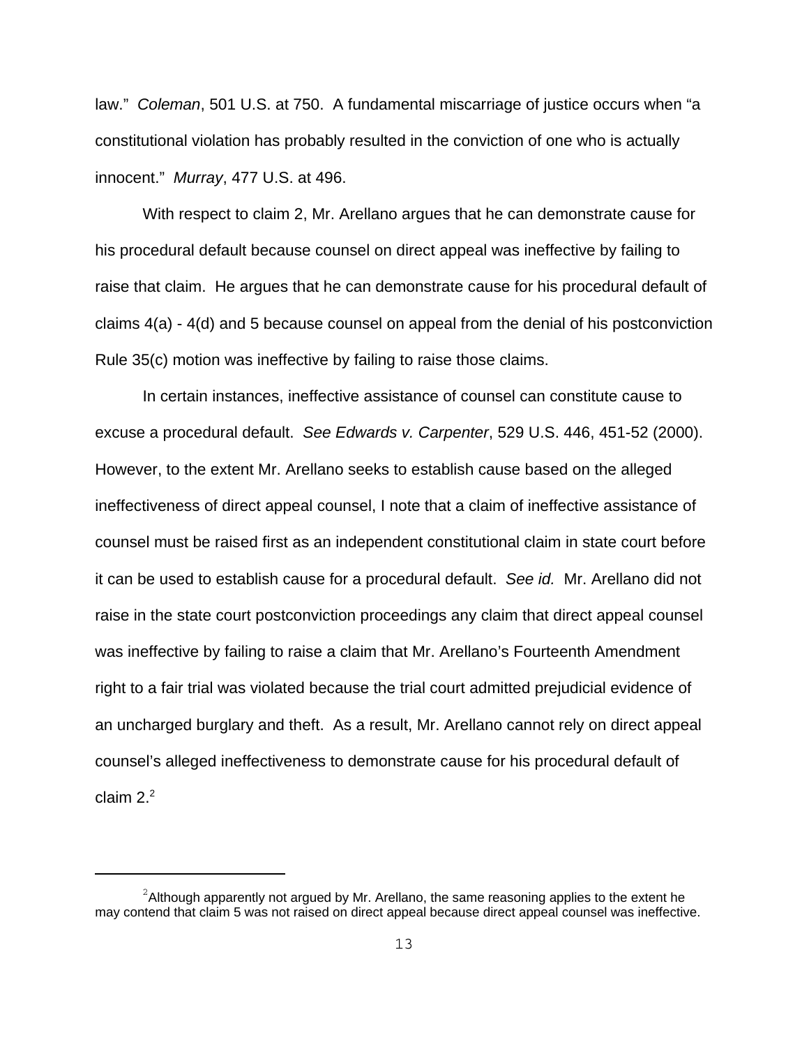law." *Coleman*, 501 U.S. at 750. A fundamental miscarriage of justice occurs when "a constitutional violation has probably resulted in the conviction of one who is actually innocent." *Murray*, 477 U.S. at 496.

With respect to claim 2, Mr. Arellano argues that he can demonstrate cause for his procedural default because counsel on direct appeal was ineffective by failing to raise that claim. He argues that he can demonstrate cause for his procedural default of claims 4(a) - 4(d) and 5 because counsel on appeal from the denial of his postconviction Rule 35(c) motion was ineffective by failing to raise those claims.

In certain instances, ineffective assistance of counsel can constitute cause to excuse a procedural default. *See Edwards v. Carpenter*, 529 U.S. 446, 451-52 (2000). However, to the extent Mr. Arellano seeks to establish cause based on the alleged ineffectiveness of direct appeal counsel, I note that a claim of ineffective assistance of counsel must be raised first as an independent constitutional claim in state court before it can be used to establish cause for a procedural default. *See id.* Mr. Arellano did not raise in the state court postconviction proceedings any claim that direct appeal counsel was ineffective by failing to raise a claim that Mr. Arellano's Fourteenth Amendment right to a fair trial was violated because the trial court admitted prejudicial evidence of an uncharged burglary and theft. As a result, Mr. Arellano cannot rely on direct appeal counsel's alleged ineffectiveness to demonstrate cause for his procedural default of claim 2.[2]

---

[2]Although apparently not argued by Mr. Arellano, the same reasoning applies to the extent he may contend that claim 5 was not raised on direct appeal because direct appeal counsel was ineffective.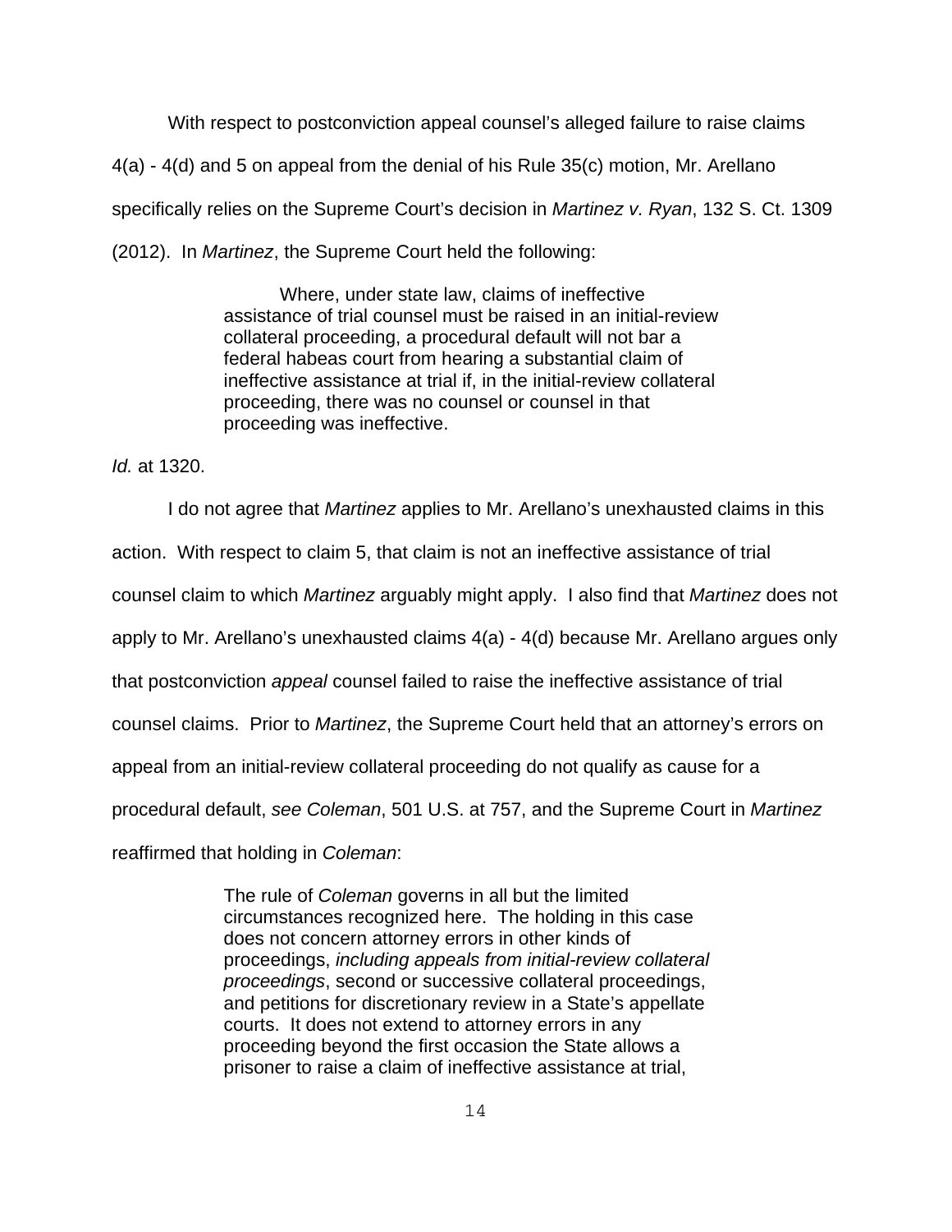With respect to postconviction appeal counsel's alleged failure to raise claims 4(a) - 4(d) and 5 on appeal from the denial of his Rule 35(c) motion, Mr. Arellano specifically relies on the Supreme Court's decision in *Martinez v. Ryan*, 132 S. Ct. 1309 (2012). In *Martinez*, the Supreme Court held the following:

> Where, under state law, claims of ineffective assistance of trial counsel must be raised in an initial-review collateral proceeding, a procedural default will not bar a federal habeas court from hearing a substantial claim of ineffective assistance at trial if, in the initial-review collateral proceeding, there was no counsel or counsel in that proceeding was ineffective.

*Id.* at 1320.

I do not agree that *Martinez* applies to Mr. Arellano's unexhausted claims in this action. With respect to claim 5, that claim is not an ineffective assistance of trial counsel claim to which *Martinez* arguably might apply. I also find that *Martinez* does not apply to Mr. Arellano's unexhausted claims 4(a) - 4(d) because Mr. Arellano argues only that postconviction *appeal* counsel failed to raise the ineffective assistance of trial counsel claims. Prior to *Martinez*, the Supreme Court held that an attorney's errors on appeal from an initial-review collateral proceeding do not qualify as cause for a procedural default, *see Coleman*, 501 U.S. at 757, and the Supreme Court in *Martinez* reaffirmed that holding in *Coleman*:

> The rule of *Coleman* governs in all but the limited circumstances recognized here. The holding in this case does not concern attorney errors in other kinds of proceedings, *including appeals from initial-review collateral proceedings*, second or successive collateral proceedings, and petitions for discretionary review in a State's appellate courts. It does not extend to attorney errors in any proceeding beyond the first occasion the State allows a prisoner to raise a claim of ineffective assistance at trial,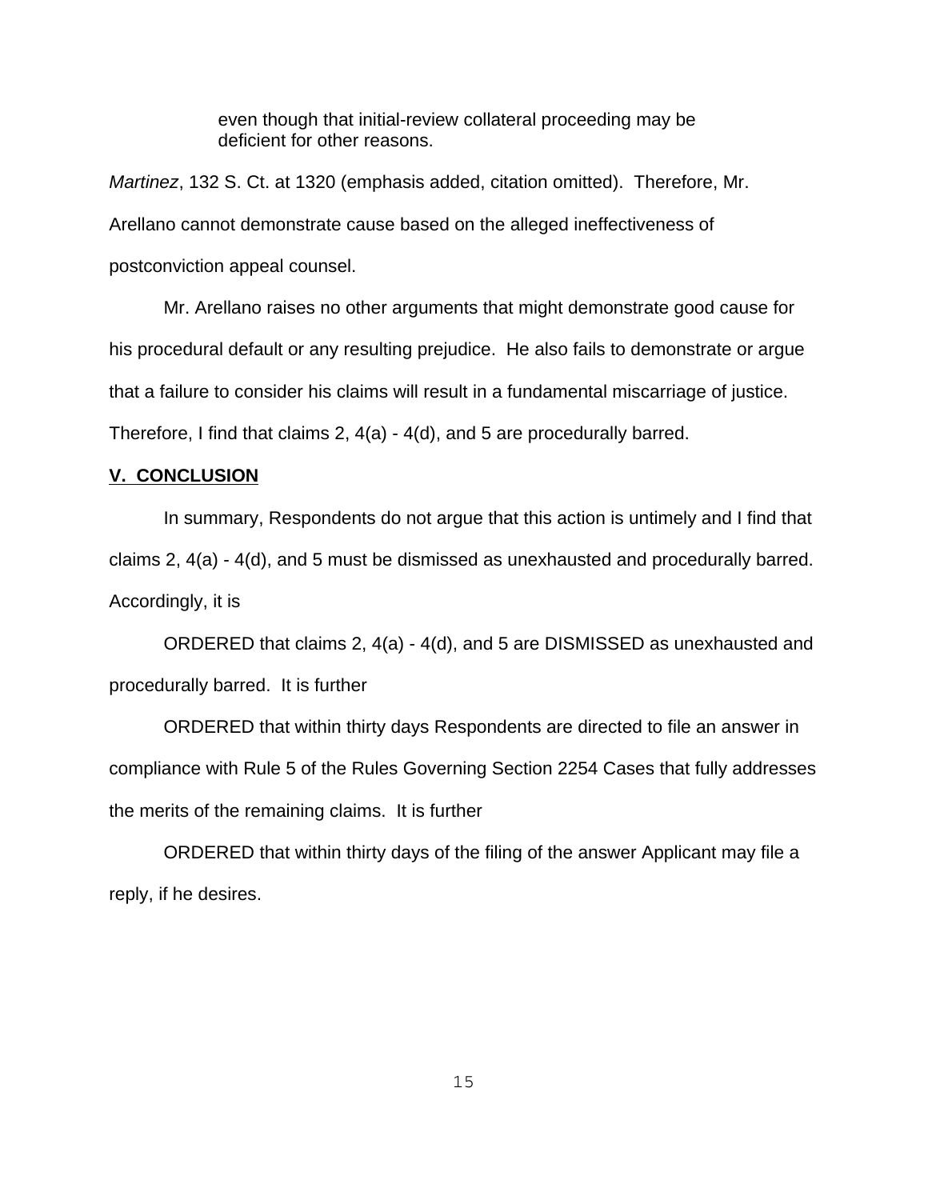> even though that initial-review collateral proceeding may be deficient for other reasons.

*Martinez*, 132 S. Ct. at 1320 (emphasis added, citation omitted). Therefore, Mr. Arellano cannot demonstrate cause based on the alleged ineffectiveness of postconviction appeal counsel.

Mr. Arellano raises no other arguments that might demonstrate good cause for his procedural default or any resulting prejudice. He also fails to demonstrate or argue that a failure to consider his claims will result in a fundamental miscarriage of justice. Therefore, I find that claims 2, 4(a) - 4(d), and 5 are procedurally barred.

## V. CONCLUSION

In summary, Respondents do not argue that this action is untimely and I find that claims 2, 4(a) - 4(d), and 5 must be dismissed as unexhausted and procedurally barred. Accordingly, it is

ORDERED that claims 2, 4(a) - 4(d), and 5 are DISMISSED as unexhausted and procedurally barred. It is further

ORDERED that within thirty days Respondents are directed to file an answer in compliance with Rule 5 of the Rules Governing Section 2254 Cases that fully addresses the merits of the remaining claims. It is further

ORDERED that within thirty days of the filing of the answer Applicant may file a reply, if he desires.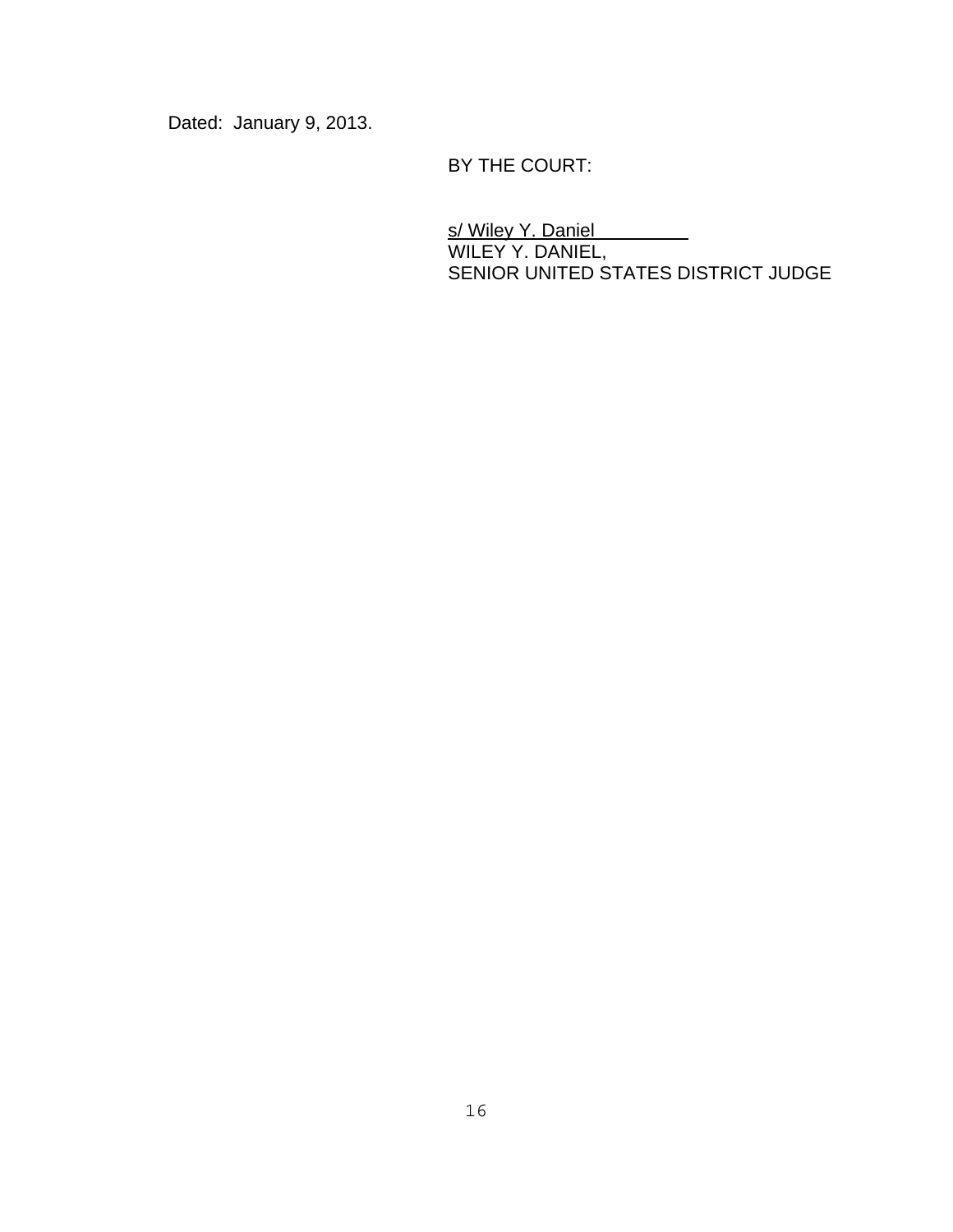Dated: January 9, 2013.

BY THE COURT:

s/ Wiley Y. Daniel
WILEY Y. DANIEL,
SENIOR UNITED STATES DISTRICT JUDGE